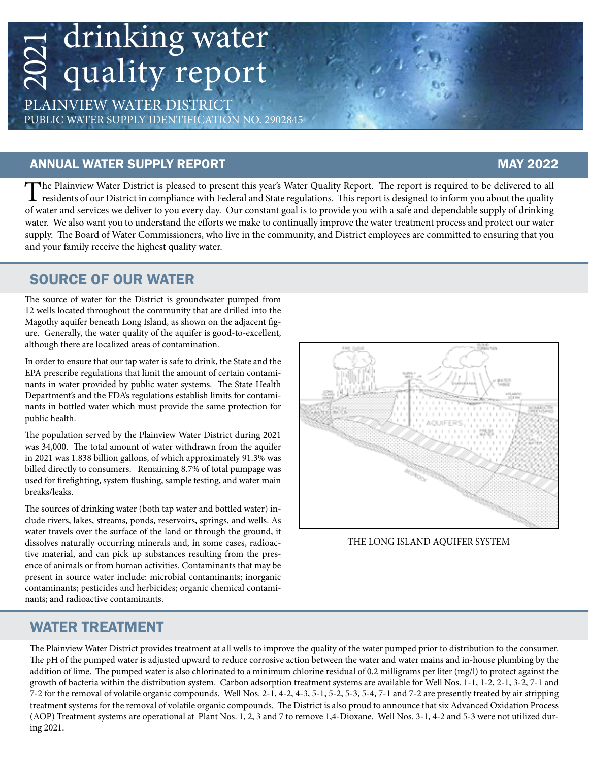# 2021 drinking water quality report

PLAINVIEW WATER DISTRICT
PUBLIC WATER SUPPLY IDENTIFICATION NO. 2902845

## ANNUAL WATER SUPPLY REPORT — MAY 2022

The Plainview Water District is pleased to present this year's Water Quality Report. The report is required to be delivered to all residents of our District in compliance with Federal and State regulations. This report is designed to inform you about the quality of water and services we deliver to you every day. Our constant goal is to provide you with a safe and dependable supply of drinking water. We also want you to understand the efforts we make to continually improve the water treatment process and protect our water supply. The Board of Water Commissioners, who live in the community, and District employees are committed to ensuring that you and your family receive the highest quality water.

## SOURCE OF OUR WATER

The source of water for the District is groundwater pumped from 12 wells located throughout the community that are drilled into the Magothy aquifer beneath Long Island, as shown on the adjacent figure. Generally, the water quality of the aquifer is good-to-excellent, although there are localized areas of contamination.

In order to ensure that our tap water is safe to drink, the State and the EPA prescribe regulations that limit the amount of certain contaminants in water provided by public water systems. The State Health Department's and the FDA's regulations establish limits for contaminants in bottled water which must provide the same protection for public health.

The population served by the Plainview Water District during 2021 was 34,000. The total amount of water withdrawn from the aquifer in 2021 was 1.838 billion gallons, of which approximately 91.3% was billed directly to consumers. Remaining 8.7% of total pumpage was used for firefighting, system flushing, sample testing, and water main breaks/leaks.

The sources of drinking water (both tap water and bottled water) include rivers, lakes, streams, ponds, reservoirs, springs, and wells. As water travels over the surface of the land or through the ground, it dissolves naturally occurring minerals and, in some cases, radioactive material, and can pick up substances resulting from the presence of animals or from human activities. Contaminants that may be present in source water include: microbial contaminants; inorganic contaminants; pesticides and herbicides; organic chemical contaminants; and radioactive contaminants.

THE LONG ISLAND AQUIFER SYSTEM

## WATER TREATMENT

The Plainview Water District provides treatment at all wells to improve the quality of the water pumped prior to distribution to the consumer. The pH of the pumped water is adjusted upward to reduce corrosive action between the water and water mains and in-house plumbing by the addition of lime. The pumped water is also chlorinated to a minimum chlorine residual of 0.2 milligrams per liter (mg/l) to protect against the growth of bacteria within the distribution system. Carbon adsorption treatment systems are available for Well Nos. 1-1, 1-2, 2-1, 3-2, 7-1 and 7-2 for the removal of volatile organic compounds. Well Nos. 2-1, 4-2, 4-3, 5-1, 5-2, 5-3, 5-4, 7-1 and 7-2 are presently treated by air stripping treatment systems for the removal of volatile organic compounds. The District is also proud to announce that six Advanced Oxidation Process (AOP) Treatment systems are operational at Plant Nos. 1, 2, 3 and 7 to remove 1,4-Dioxane. Well Nos. 3-1, 4-2 and 5-3 were not utilized during 2021.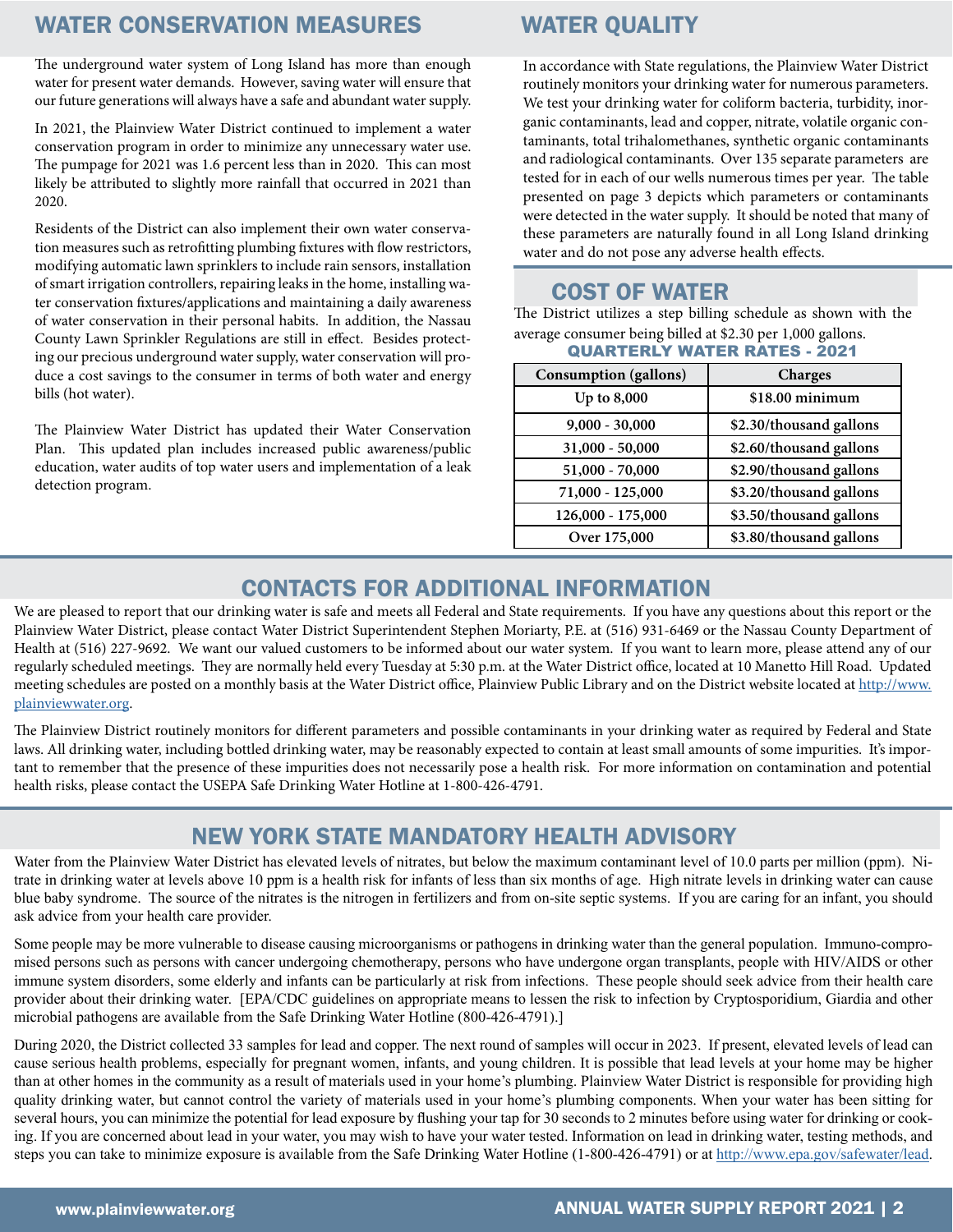## WATER CONSERVATION MEASURES

The underground water system of Long Island has more than enough water for present water demands. However, saving water will ensure that our future generations will always have a safe and abundant water supply.

In 2021, the Plainview Water District continued to implement a water conservation program in order to minimize any unnecessary water use. The pumpage for 2021 was 1.6 percent less than in 2020. This can most likely be attributed to slightly more rainfall that occurred in 2021 than 2020.

Residents of the District can also implement their own water conservation measures such as retrofitting plumbing fixtures with flow restrictors, modifying automatic lawn sprinklers to include rain sensors, installation of smart irrigation controllers, repairing leaks in the home, installing water conservation fixtures/applications and maintaining a daily awareness of water conservation in their personal habits. In addition, the Nassau County Lawn Sprinkler Regulations are still in effect. Besides protecting our precious underground water supply, water conservation will produce a cost savings to the consumer in terms of both water and energy bills (hot water).

The Plainview Water District has updated their Water Conservation Plan. This updated plan includes increased public awareness/public education, water audits of top water users and implementation of a leak detection program.

## WATER QUALITY

In accordance with State regulations, the Plainview Water District routinely monitors your drinking water for numerous parameters. We test your drinking water for coliform bacteria, turbidity, inorganic contaminants, lead and copper, nitrate, volatile organic contaminants, total trihalomethanes, synthetic organic contaminants and radiological contaminants. Over 135 separate parameters are tested for in each of our wells numerous times per year. The table presented on page 3 depicts which parameters or contaminants were detected in the water supply. It should be noted that many of these parameters are naturally found in all Long Island drinking water and do not pose any adverse health effects.

## COST OF WATER

The District utilizes a step billing schedule as shown with the average consumer being billed at $2.30 per 1,000 gallons.

**QUARTERLY WATER RATES - 2021**

| Consumption (gallons) | Charges |
|---|---|
| Up to 8,000 | $18.00 minimum |
| 9,000 - 30,000 | $2.30/thousand gallons |
| 31,000 - 50,000 | $2.60/thousand gallons |
| 51,000 - 70,000 | $2.90/thousand gallons |
| 71,000 - 125,000 | $3.20/thousand gallons |
| 126,000 - 175,000 | $3.50/thousand gallons |
| Over 175,000 | $3.80/thousand gallons |

## CONTACTS FOR ADDITIONAL INFORMATION

We are pleased to report that our drinking water is safe and meets all Federal and State requirements. If you have any questions about this report or the Plainview Water District, please contact Water District Superintendent Stephen Moriarty, P.E. at (516) 931-6469 or the Nassau County Department of Health at (516) 227-9692. We want our valued customers to be informed about our water system. If you want to learn more, please attend any of our regularly scheduled meetings. They are normally held every Tuesday at 5:30 p.m. at the Water District office, located at 10 Manetto Hill Road. Updated meeting schedules are posted on a monthly basis at the Water District office, Plainview Public Library and on the District website located at http://www.plainviewwater.org.

The Plainview District routinely monitors for different parameters and possible contaminants in your drinking water as required by Federal and State laws. All drinking water, including bottled drinking water, may be reasonably expected to contain at least small amounts of some impurities. It's important to remember that the presence of these impurities does not necessarily pose a health risk. For more information on contamination and potential health risks, please contact the USEPA Safe Drinking Water Hotline at 1-800-426-4791.

## NEW YORK STATE MANDATORY HEALTH ADVISORY

Water from the Plainview Water District has elevated levels of nitrates, but below the maximum contaminant level of 10.0 parts per million (ppm). Nitrate in drinking water at levels above 10 ppm is a health risk for infants of less than six months of age. High nitrate levels in drinking water can cause blue baby syndrome. The source of the nitrates is the nitrogen in fertilizers and from on-site septic systems. If you are caring for an infant, you should ask advice from your health care provider.

Some people may be more vulnerable to disease causing microorganisms or pathogens in drinking water than the general population. Immuno-compromised persons such as persons with cancer undergoing chemotherapy, persons who have undergone organ transplants, people with HIV/AIDS or other immune system disorders, some elderly and infants can be particularly at risk from infections. These people should seek advice from their health care provider about their drinking water. [EPA/CDC guidelines on appropriate means to lessen the risk to infection by Cryptosporidium, Giardia and other microbial pathogens are available from the Safe Drinking Water Hotline (800-426-4791).]

During 2020, the District collected 33 samples for lead and copper. The next round of samples will occur in 2023. If present, elevated levels of lead can cause serious health problems, especially for pregnant women, infants, and young children. It is possible that lead levels at your home may be higher than at other homes in the community as a result of materials used in your home's plumbing. Plainview Water District is responsible for providing high quality drinking water, but cannot control the variety of materials used in your home's plumbing components. When your water has been sitting for several hours, you can minimize the potential for lead exposure by flushing your tap for 30 seconds to 2 minutes before using water for drinking or cooking. If you are concerned about lead in your water, you may wish to have your water tested. Information on lead in drinking water, testing methods, and steps you can take to minimize exposure is available from the Safe Drinking Water Hotline (1-800-426-4791) or at http://www.epa.gov/safewater/lead.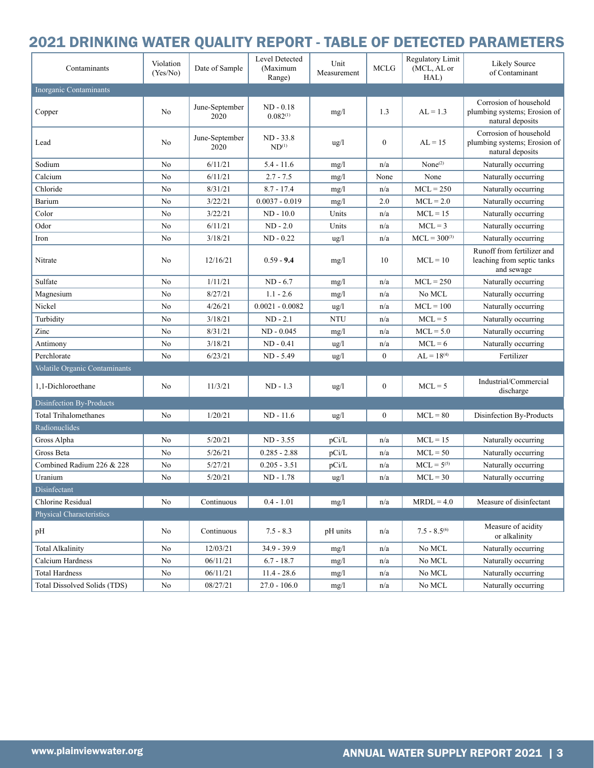# 2021 DRINKING WATER QUALITY REPORT - TABLE OF DETECTED PARAMETERS

| Contaminants | Violation (Yes/No) | Date of Sample | Level Detected (Maximum Range) | Unit Measurement | MCLG | Regulatory Limit (MCL, AL or HAL) | Likely Source of Contaminant |
|---|---|---|---|---|---|---|---|
| Inorganic Contaminants | | | | | | | |
| Copper | No | June-September 2020 | ND - 0.18 0.082[1] | mg/l | 1.3 | AL = 1.3 | Corrosion of household plumbing systems; Erosion of natural deposits |
| Lead | No | June-September 2020 | ND - 33.8 ND[1] | ug/l | 0 | AL = 15 | Corrosion of household plumbing systems; Erosion of natural deposits |
| Sodium | No | 6/11/21 | 5.4 - 11.6 | mg/l | n/a | None[2] | Naturally occurring |
| Calcium | No | 6/11/21 | 2.7 - 7.5 | mg/l | None | None | Naturally occurring |
| Chloride | No | 8/31/21 | 8.7 - 17.4 | mg/l | n/a | MCL = 250 | Naturally occurring |
| Barium | No | 3/22/21 | 0.0037 - 0.019 | mg/l | 2.0 | MCL = 2.0 | Naturally occurring |
| Color | No | 3/22/21 | ND - 10.0 | Units | n/a | MCL = 15 | Naturally occurring |
| Odor | No | 6/11/21 | ND - 2.0 | Units | n/a | MCL = 3 | Naturally occurring |
| Iron | No | 3/18/21 | ND - 0.22 | ug/l | n/a | MCL = 300[3] | Naturally occurring |
| Nitrate | No | 12/16/21 | 0.59 - **9.4** | mg/l | 10 | MCL = 10 | Runoff from fertilizer and leaching from septic tanks and sewage |
| Sulfate | No | 1/11/21 | ND - 6.7 | mg/l | n/a | MCL = 250 | Naturally occurring |
| Magnesium | No | 8/27/21 | 1.1 - 2.6 | mg/l | n/a | No MCL | Naturally occurring |
| Nickel | No | 4/26/21 | 0.0021 - 0.0082 | ug/l | n/a | MCL = 100 | Naturally occurring |
| Turbidity | No | 3/18/21 | ND - 2.1 | NTU | n/a | MCL = 5 | Naturally occurring |
| Zinc | No | 8/31/21 | ND - 0.045 | mg/l | n/a | MCL = 5.0 | Naturally occurring |
| Antimony | No | 3/18/21 | ND - 0.41 | ug/l | n/a | MCL = 6 | Naturally occurring |
| Perchlorate | No | 6/23/21 | ND - 5.49 | ug/l | 0 | AL = 18[4] | Fertilizer |
| Volatile Organic Contaminants | | | | | | | |
| 1,1-Dichloroethane | No | 11/3/21 | ND - 1.3 | ug/l | 0 | MCL = 5 | Industrial/Commercial discharge |
| Disinfection By-Products | | | | | | | |
| Total Trihalomethanes | No | 1/20/21 | ND - 11.6 | ug/l | 0 | MCL = 80 | Disinfection By-Products |
| Radionuclides | | | | | | | |
| Gross Alpha | No | 5/20/21 | ND - 3.55 | pCi/L | n/a | MCL = 15 | Naturally occurring |
| Gross Beta | No | 5/26/21 | 0.285 - 2.88 | pCi/L | n/a | MCL = 50 | Naturally occurring |
| Combined Radium 226 & 228 | No | 5/27/21 | 0.205 - 3.51 | pCi/L | n/a | MCL = 5[5] | Naturally occurring |
| Uranium | No | 5/20/21 | ND - 1.78 | ug/l | n/a | MCL = 30 | Naturally occurring |
| Disinfectant | | | | | | | |
| Chlorine Residual | No | Continuous | 0.4 - 1.01 | mg/l | n/a | MRDL = 4.0 | Measure of disinfectant |
| Physical Characteristics | | | | | | | |
| pH | No | Continuous | 7.5 - 8.3 | pH units | n/a | 7.5 - 8.5[6] | Measure of acidity or alkalinity |
| Total Alkalinity | No | 12/03/21 | 34.9 - 39.9 | mg/l | n/a | No MCL | Naturally occurring |
| Calcium Hardness | No | 06/11/21 | 6.7 - 18.7 | mg/l | n/a | No MCL | Naturally occurring |
| Total Hardness | No | 06/11/21 | 11.4 - 28.6 | mg/l | n/a | No MCL | Naturally occurring |
| Total Dissolved Solids (TDS) | No | 08/27/21 | 27.0 - 106.0 | mg/l | n/a | No MCL | Naturally occurring |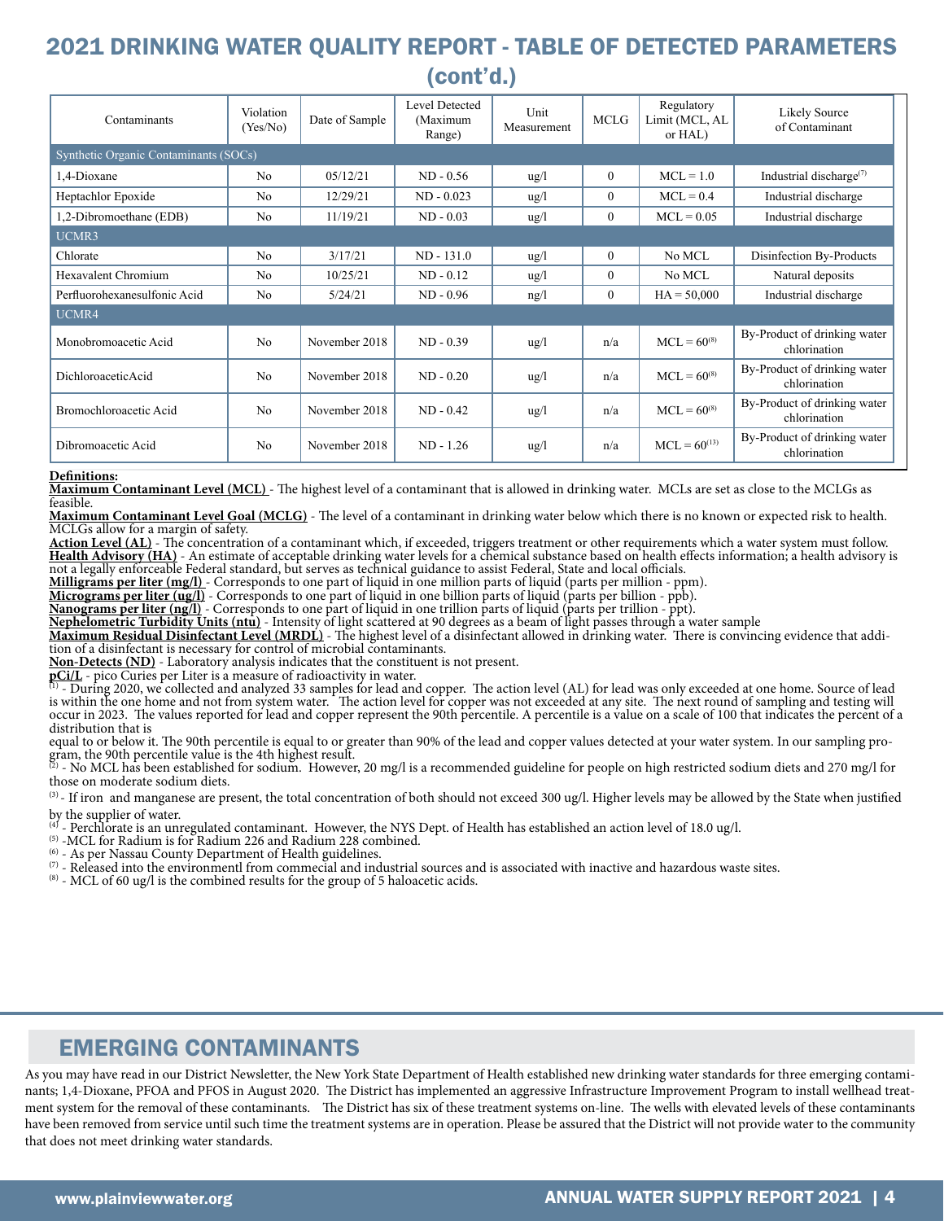## 2021 DRINKING WATER QUALITY REPORT - TABLE OF DETECTED PARAMETERS (cont'd.)

| Contaminants | Violation (Yes/No) | Date of Sample | Level Detected (Maximum Range) | Unit Measurement | MCLG | Regulatory Limit (MCL, AL or HAL) | Likely Source of Contaminant |
|---|---|---|---|---|---|---|---|
| Synthetic Organic Contaminants (SOCs) | | | | | | | |
| 1,4-Dioxane | No | 05/12/21 | ND - 0.56 | ug/l | 0 | MCL = 1.0 | Industrial discharge[7] |
| Heptachlor Epoxide | No | 12/29/21 | ND - 0.023 | ug/l | 0 | MCL = 0.4 | Industrial discharge |
| 1,2-Dibromoethane (EDB) | No | 11/19/21 | ND - 0.03 | ug/l | 0 | MCL = 0.05 | Industrial discharge |
| UCMR3 | | | | | | | |
| Chlorate | No | 3/17/21 | ND - 131.0 | ug/l | 0 | No MCL | Disinfection By-Products |
| Hexavalent Chromium | No | 10/25/21 | ND - 0.12 | ug/l | 0 | No MCL | Natural deposits |
| Perfluorohexanesulfonic Acid | No | 5/24/21 | ND - 0.96 | ng/l | 0 | HA = 50,000 | Industrial discharge |
| UCMR4 | | | | | | | |
| Monobromoacetic Acid | No | November 2018 | ND - 0.39 | ug/l | n/a | MCL = 60[8] | By-Product of drinking water chlorination |
| DichloroaceticAcid | No | November 2018 | ND - 0.20 | ug/l | n/a | MCL = 60[8] | By-Product of drinking water chlorination |
| Bromochloroacetic Acid | No | November 2018 | ND - 0.42 | ug/l | n/a | MCL = 60[8] | By-Product of drinking water chlorination |
| Dibromoacetic Acid | No | November 2018 | ND - 1.26 | ug/l | n/a | MCL = 60[13] | By-Product of drinking water chlorination |

**Definitions:**

**Maximum Contaminant Level (MCL)** - The highest level of a contaminant that is allowed in drinking water. MCLs are set as close to the MCLGs as feasible.

**Maximum Contaminant Level Goal (MCLG)** - The level of a contaminant in drinking water below which there is no known or expected risk to health. MCLGs allow for a margin of safety.

**Action Level (AL)** - The concentration of a contaminant which, if exceeded, triggers treatment or other requirements which a water system must follow.

**Health Advisory (HA)** - An estimate of acceptable drinking water levels for a chemical substance based on health effects information; a health advisory is not a legally enforceable Federal standard, but serves as technical guidance to assist Federal, State and local officials.

**Milligrams per liter (mg/l)** - Corresponds to one part of liquid in one million parts of liquid (parts per million - ppm).

**Micrograms per liter (ug/l)** - Corresponds to one part of liquid in one billion parts of liquid (parts per billion - ppb).

**Nanograms per liter (ng/l)** - Corresponds to one part of liquid in one trillion parts of liquid (parts per trillion - ppt).

**Nephelometric Turbidity Units (ntu)** - Intensity of light scattered at 90 degrees as a beam of light passes through a water sample

**Maximum Residual Disinfectant Level (MRDL)** - The highest level of a disinfectant allowed in drinking water. There is convincing evidence that addition of a disinfectant is necessary for control of microbial contaminants.

**Non-Detects (ND)** - Laboratory analysis indicates that the constituent is not present.

**pCi/L** - pico Curies per Liter is a measure of radioactivity in water.

[1] - During 2020, we collected and analyzed 33 samples for lead and copper. The action level (AL) for lead was only exceeded at one home. Source of lead is within the one home and not from system water. The action level for copper was not exceeded at any site. The next round of sampling and testing will occur in 2023. The values reported for lead and copper represent the 90th percentile. A percentile is a value on a scale of 100 that indicates the percent of a distribution that is

equal to or below it. The 90th percentile is equal to or greater than 90% of the lead and copper values detected at your water system. In our sampling program, the 90th percentile value is the 4th highest result.

[2] - No MCL has been established for sodium. However, 20 mg/l is a recommended guideline for people on high restricted sodium diets and 270 mg/l for those on moderate sodium diets.

[3] - If iron and manganese are present, the total concentration of both should not exceed 300 ug/l. Higher levels may be allowed by the State when justified by the supplier of water.

[4] - Perchlorate is an unregulated contaminant. However, the NYS Dept. of Health has established an action level of 18.0 ug/l.

[5] -MCL for Radium is for Radium 226 and Radium 228 combined.

[6] - As per Nassau County Department of Health guidelines.

[7] - Released into the environmentl from commercial and industrial sources and is associated with inactive and hazardous waste sites.

[8] - MCL of 60 ug/l is the combined results for the group of 5 haloacetic acids.

## EMERGING CONTAMINANTS

As you may have read in our District Newsletter, the New York State Department of Health established new drinking water standards for three emerging contaminants; 1,4-Dioxane, PFOA and PFOS in August 2020. The District has implemented an aggressive Infrastructure Improvement Program to install wellhead treatment system for the removal of these contaminants. The District has six of these treatment systems on-line. The wells with elevated levels of these contaminants have been removed from service until such time the treatment systems are in operation. Please be assured that the District will not provide water to the community that does not meet drinking water standards.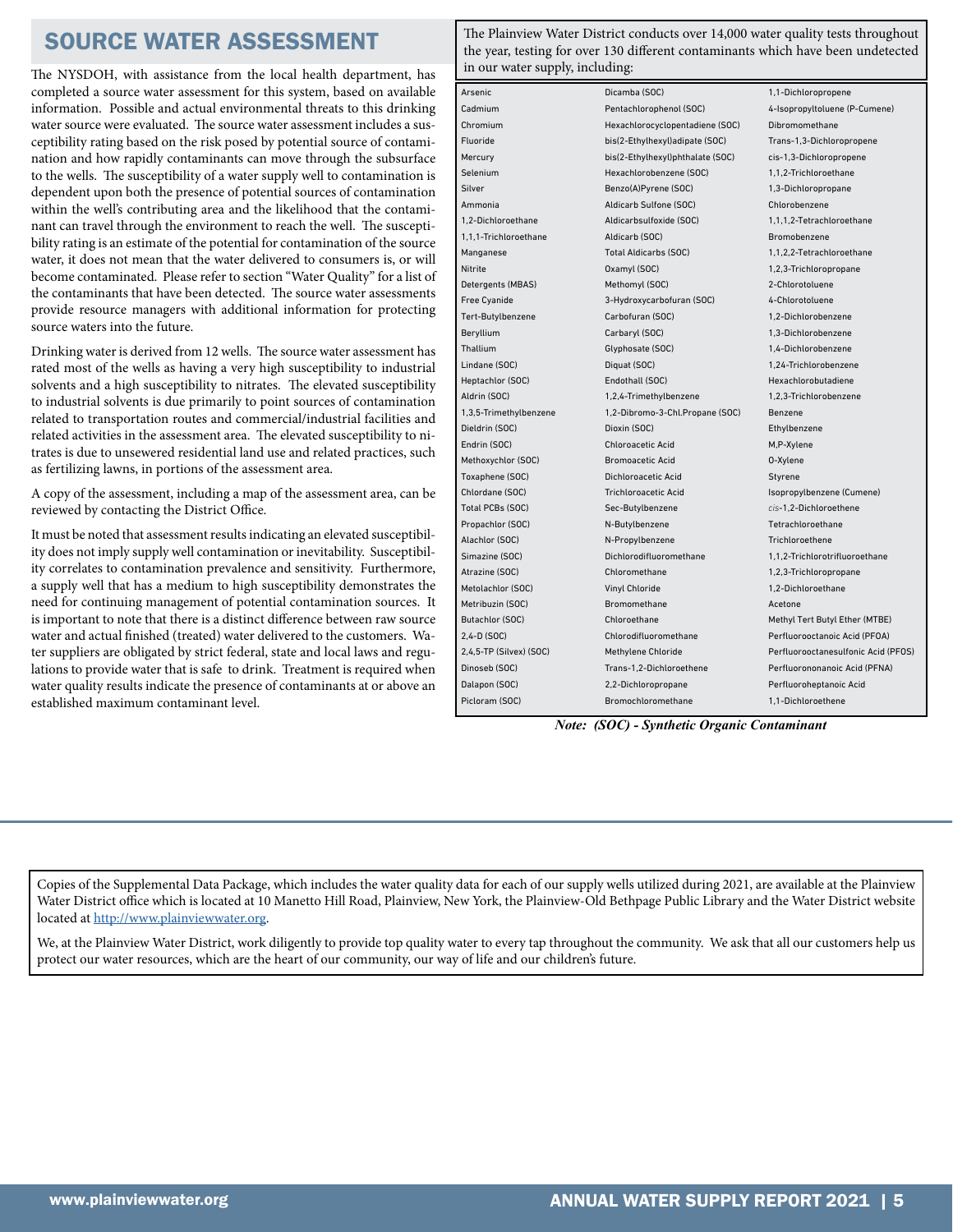## SOURCE WATER ASSESSMENT

The NYSDOH, with assistance from the local health department, has completed a source water assessment for this system, based on available information. Possible and actual environmental threats to this drinking water source were evaluated. The source water assessment includes a susceptibility rating based on the risk posed by potential source of contamination and how rapidly contaminants can move through the subsurface to the wells. The susceptibility of a water supply well to contamination is dependent upon both the presence of potential sources of contamination within the well's contributing area and the likelihood that the contaminant can travel through the environment to reach the well. The susceptibility rating is an estimate of the potential for contamination of the source water, it does not mean that the water delivered to consumers is, or will become contaminated. Please refer to section "Water Quality" for a list of the contaminants that have been detected. The source water assessments provide resource managers with additional information for protecting source waters into the future.

Drinking water is derived from 12 wells. The source water assessment has rated most of the wells as having a very high susceptibility to industrial solvents and a high susceptibility to nitrates. The elevated susceptibility to industrial solvents is due primarily to point sources of contamination related to transportation routes and commercial/industrial facilities and related activities in the assessment area. The elevated susceptibility to nitrates is due to unsewered residential land use and related practices, such as fertilizing lawns, in portions of the assessment area.

A copy of the assessment, including a map of the assessment area, can be reviewed by contacting the District Office.

It must be noted that assessment results indicating an elevated susceptibility does not imply supply well contamination or inevitability. Susceptibility correlates to contamination prevalence and sensitivity. Furthermore, a supply well that has a medium to high susceptibility demonstrates the need for continuing management of potential contamination sources. It is important to note that there is a distinct difference between raw source water and actual finished (treated) water delivered to the customers. Water suppliers are obligated by strict federal, state and local laws and regulations to provide water that is safe to drink. Treatment is required when water quality results indicate the presence of contaminants at or above an established maximum contaminant level.

The Plainview Water District conducts over 14,000 water quality tests throughout the year, testing for over 130 different contaminants which have been undetected in our water supply, including:

| | | |
|---|---|---|
| Arsenic | Dicamba (SOC) | 1,1-Dichloropropene |
| Cadmium | Pentachlorophenol (SOC) | 4-Isopropyltoluene (P-Cumene) |
| Chromium | Hexachlorocyclopentadiene (SOC) | Dibromomethane |
| Fluoride | bis(2-Ethylhexyl)adipate (SOC) | Trans-1,3-Dichloropropene |
| Mercury | bis(2-Ethylhexyl)phthalate (SOC) | cis-1,3-Dichloropropene |
| Selenium | Hexachlorobenzene (SOC) | 1,1,2-Trichloroethane |
| Silver | Benzo(A)Pyrene (SOC) | 1,3-Dichloropropane |
| Ammonia | Aldicarb Sulfone (SOC) | Chlorobenzene |
| 1,2-Dichloroethane | Aldicarbsulfoxide (SOC) | 1,1,1,2-Tetrachloroethane |
| 1,1,1-Trichloroethane | Aldicarb (SOC) | Bromobenzene |
| Manganese | Total Aldicarbs (SOC) | 1,1,2,2-Tetrachloroethane |
| Nitrite | Oxamyl (SOC) | 1,2,3-Trichloropropane |
| Detergents (MBAS) | Methomyl (SOC) | 2-Chlorotoluene |
| Free Cyanide | 3-Hydroxycarbofuran (SOC) | 4-Chlorotoluene |
| Tert-Butylbenzene | Carbofuran (SOC) | 1,2-Dichlorobenzene |
| Beryllium | Carbaryl (SOC) | 1,3-Dichlorobenzene |
| Thallium | Glyphosate (SOC) | 1,4-Dichlorobenzene |
| Lindane (SOC) | Diquat (SOC) | 1,24-Trichlorobenzene |
| Heptachlor (SOC) | Endothall (SOC) | Hexachlorobutadiene |
| Aldrin (SOC) | 1,2,4-Trimethylbenzene | 1,2,3-Trichlorobenzene |
| 1,3,5-Trimethylbenzene | 1,2-Dibromo-3-Chl.Propane (SOC) | Benzene |
| Dieldrin (SOC) | Dioxin (SOC) | Ethylbenzene |
| Endrin (SOC) | Chloroacetic Acid | M,P-Xylene |
| Methoxychlor (SOC) | Bromoacetic Acid | O-Xylene |
| Toxaphene (SOC) | Dichloroacetic Acid | Styrene |
| Chlordane (SOC) | Trichloroacetic Acid | Isopropylbenzene (Cumene) |
| Total PCBs (SOC) | Sec-Butylbenzene | *cis*-1,2-Dichloroethene |
| Propachlor (SOC) | N-Butylbenzene | Tetrachloroethane |
| Alachlor (SOC) | N-Propylbenzene | Trichloroethene |
| Simazine (SOC) | Dichlorodifluoromethane | 1,1,2-Trichlorotrifluoroethane |
| Atrazine (SOC) | Chloromethane | 1,2,3-Trichloropropane |
| Metolachlor (SOC) | Vinyl Chloride | 1,2-Dichloroethane |
| Metribuzin (SOC) | Bromomethane | Acetone |
| Butachlor (SOC) | Chloroethane | Methyl Tert Butyl Ether (MTBE) |
| 2,4-D (SOC) | Chlorodifluoromethane | Perfluorooctanoic Acid (PFOA) |
| 2,4,5-TP (Silvex) (SOC) | Methylene Chloride | Perfluorooctanesulfonic Acid (PFOS) |
| Dinoseb (SOC) | Trans-1,2-Dichloroethene | Perfluorononanoic Acid (PFNA) |
| Dalapon (SOC) | 2,2-Dichloropropane | Perfluoroheptanoic Acid |
| Picloram (SOC) | Bromochloromethane | 1,1-Dichloroethene |

***Note: (SOC) - Synthetic Organic Contaminant***

Copies of the Supplemental Data Package, which includes the water quality data for each of our supply wells utilized during 2021, are available at the Plainview Water District office which is located at 10 Manetto Hill Road, Plainview, New York, the Plainview-Old Bethpage Public Library and the Water District website located at http://www.plainviewwater.org.

We, at the Plainview Water District, work diligently to provide top quality water to every tap throughout the community. We ask that all our customers help us protect our water resources, which are the heart of our community, our way of life and our children's future.